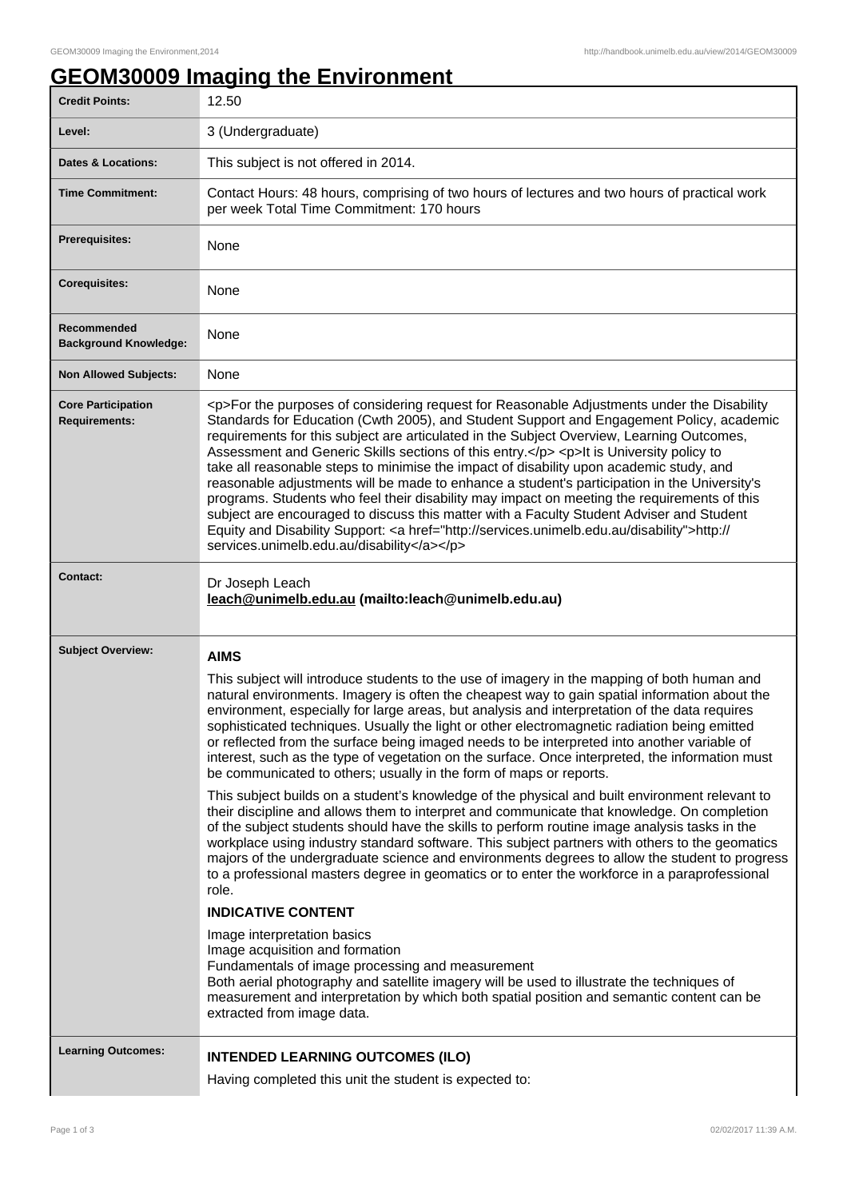# GEOM30009 Imaging the Environment

| | |
|---|---|
| **Credit Points:** | 12.50 |
| **Level:** | 3 (Undergraduate) |
| **Dates & Locations:** | This subject is not offered in 2014. |
| **Time Commitment:** | Contact Hours: 48 hours, comprising of two hours of lectures and two hours of practical work per week Total Time Commitment: 170 hours |
| **Prerequisites:** | None |
| **Corequisites:** | None |
| **Recommended Background Knowledge:** | None |
| **Non Allowed Subjects:** | None |
| **Core Participation Requirements:** | <p>For the purposes of considering request for Reasonable Adjustments under the Disability Standards for Education (Cwth 2005), and Student Support and Engagement Policy, academic requirements for this subject are articulated in the Subject Overview, Learning Outcomes, Assessment and Generic Skills sections of this entry.</p> <p>It is University policy to take all reasonable steps to minimise the impact of disability upon academic study, and reasonable adjustments will be made to enhance a student's participation in the University's programs. Students who feel their disability may impact on meeting the requirements of this subject are encouraged to discuss this matter with a Faculty Student Adviser and Student Equity and Disability Support: <a href="http://services.unimelb.edu.au/disability">http://services.unimelb.edu.au/disability</a></p> |
| **Contact:** | Dr Joseph Leach<br>**leach@unimelb.edu.au (mailto:leach@unimelb.edu.au)** |

**Subject Overview:**

**AIMS**

This subject will introduce students to the use of imagery in the mapping of both human and natural environments. Imagery is often the cheapest way to gain spatial information about the environment, especially for large areas, but analysis and interpretation of the data requires sophisticated techniques. Usually the light or other electromagnetic radiation being emitted or reflected from the surface being imaged needs to be interpreted into another variable of interest, such as the type of vegetation on the surface. Once interpreted, the information must be communicated to others; usually in the form of maps or reports.

This subject builds on a student's knowledge of the physical and built environment relevant to their discipline and allows them to interpret and communicate that knowledge. On completion of the subject students should have the skills to perform routine image analysis tasks in the workplace using industry standard software. This subject partners with others to the geomatics majors of the undergraduate science and environments degrees to allow the student to progress to a professional masters degree in geomatics or to enter the workforce in a paraprofessional role.

**INDICATIVE CONTENT**

Image interpretation basics
Image acquisition and formation
Fundamentals of image processing and measurement
Both aerial photography and satellite imagery will be used to illustrate the techniques of measurement and interpretation by which both spatial position and semantic content can be extracted from image data.

**Learning Outcomes:**

**INTENDED LEARNING OUTCOMES (ILO)**

Having completed this unit the student is expected to: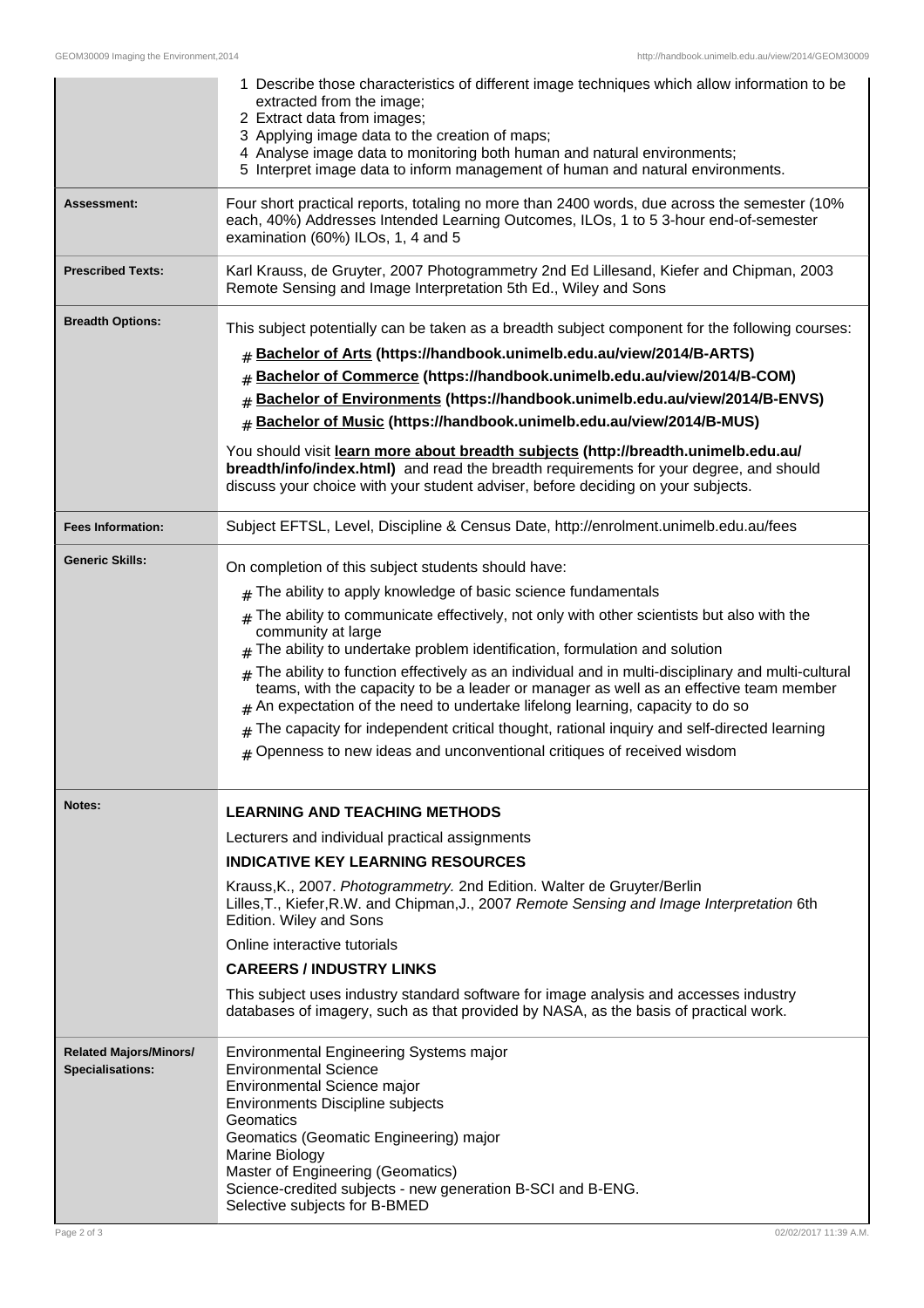| | |
|---|---|
| | 1 Describe those characteristics of different image techniques which allow information to be extracted from the image;<br>2 Extract data from images;<br>3 Applying image data to the creation of maps;<br>4 Analyse image data to monitoring both human and natural environments;<br>5 Interpret image data to inform management of human and natural environments. |
| **Assessment:** | Four short practical reports, totaling no more than 2400 words, due across the semester (10% each, 40%) Addresses Intended Learning Outcomes, ILOs, 1 to 5 3-hour end-of-semester examination (60%) ILOs, 1, 4 and 5 |
| **Prescribed Texts:** | Karl Krauss, de Gruyter, 2007 Photogrammetry 2nd Ed Lillesand, Kiefer and Chipman, 2003 Remote Sensing and Image Interpretation 5th Ed., Wiley and Sons |
| **Breadth Options:** | This subject potentially can be taken as a breadth subject component for the following courses:<br># **Bachelor of Arts (https://handbook.unimelb.edu.au/view/2014/B-ARTS)**<br># **Bachelor of Commerce (https://handbook.unimelb.edu.au/view/2014/B-COM)**<br># **Bachelor of Environments (https://handbook.unimelb.edu.au/view/2014/B-ENVS)**<br># **Bachelor of Music (https://handbook.unimelb.edu.au/view/2014/B-MUS)**<br>You should visit **learn more about breadth subjects (http://breadth.unimelb.edu.au/breadth/info/index.html)** and read the breadth requirements for your degree, and should discuss your choice with your student adviser, before deciding on your subjects. |
| **Fees Information:** | Subject EFTSL, Level, Discipline & Census Date, http://enrolment.unimelb.edu.au/fees |
| **Generic Skills:** | On completion of this subject students should have:<br># The ability to apply knowledge of basic science fundamentals<br># The ability to communicate effectively, not only with other scientists but also with the community at large<br># The ability to undertake problem identification, formulation and solution<br># The ability to function effectively as an individual and in multi-disciplinary and multi-cultural teams, with the capacity to be a leader or manager as well as an effective team member<br># An expectation of the need to undertake lifelong learning, capacity to do so<br># The capacity for independent critical thought, rational inquiry and self-directed learning<br># Openness to new ideas and unconventional critiques of received wisdom |
| **Notes:** | **LEARNING AND TEACHING METHODS**<br>Lecturers and individual practical assignments<br>**INDICATIVE KEY LEARNING RESOURCES**<br>Krauss,K., 2007. *Photogrammetry.* 2nd Edition. Walter de Gruyter/Berlin<br>Lilles,T., Kiefer,R.W. and Chipman,J., 2007 *Remote Sensing and Image Interpretation* 6th Edition. Wiley and Sons<br>Online interactive tutorials<br>**CAREERS / INDUSTRY LINKS**<br>This subject uses industry standard software for image analysis and accesses industry databases of imagery, such as that provided by NASA, as the basis of practical work. |
| **Related Majors/Minors/ Specialisations:** | Environmental Engineering Systems major<br>Environmental Science<br>Environmental Science major<br>Environments Discipline subjects<br>Geomatics<br>Geomatics (Geomatic Engineering) major<br>Marine Biology<br>Master of Engineering (Geomatics)<br>Science-credited subjects - new generation B-SCI and B-ENG.<br>Selective subjects for B-BMED |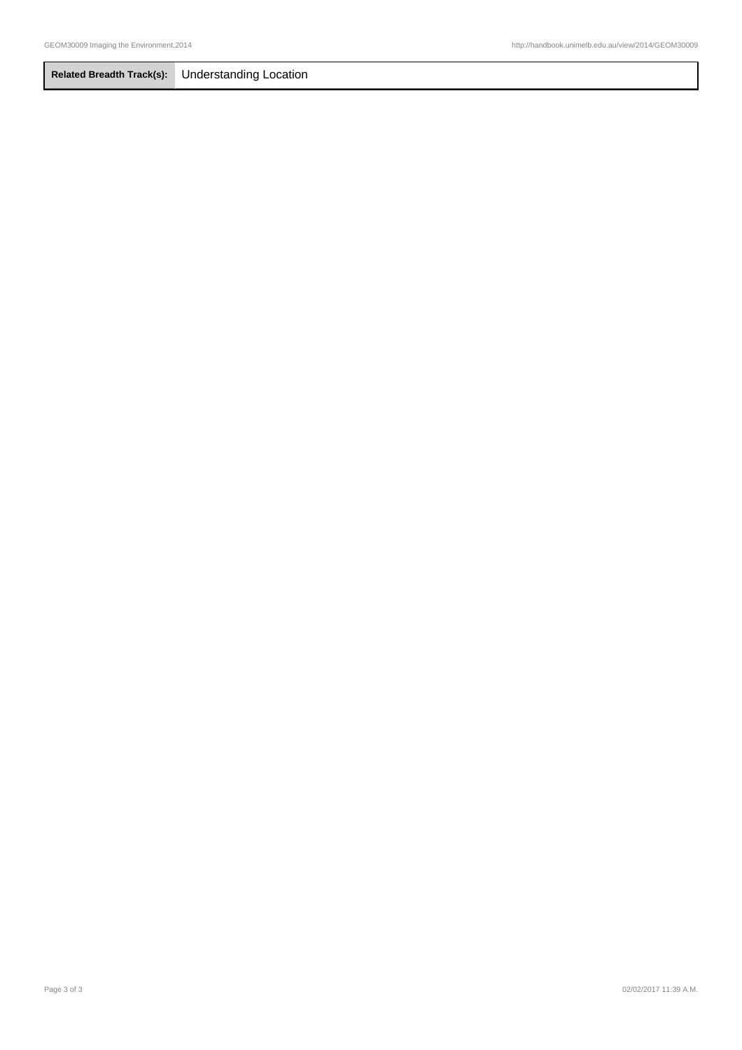| | |
| --- | --- |
| **Related Breadth Track(s):** | Understanding Location |